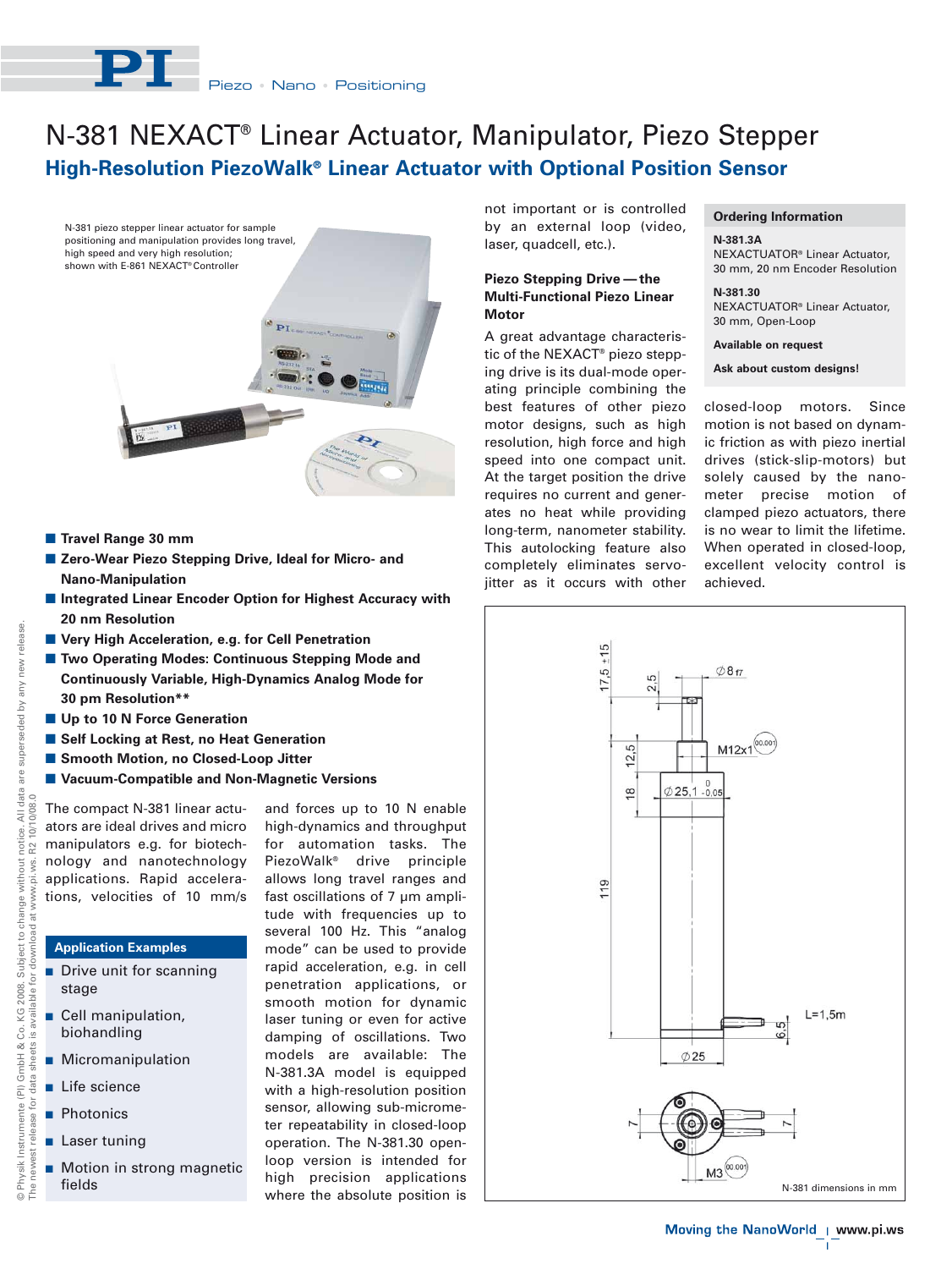# N-381 NEXACT® Linear Actuator, Manipulator, Piezo Stepper

## High-Resolution PiezoWalk® Linear Actuator with Optional Position Sensor

N-381 piezo stepper linear actuator for sample positioning and manipulation provides long travel, high speed and very high resolution; shown with E-861 NEXACT® Controller

- **Travel Range 30 mm**
- **Zero-Wear Piezo Stepping Drive, Ideal for Micro- and Nano-Manipulation**
- **Integrated Linear Encoder Option for Highest Accuracy with 20 nm Resolution**
- **Very High Acceleration, e.g. for Cell Penetration**
- **Two Operating Modes: Continuous Stepping Mode and Continuously Variable, High-Dynamics Analog Mode for 30 pm Resolution****
- **Up to 10 N Force Generation**
- **Self Locking at Rest, no Heat Generation**
- **Smooth Motion, no Closed-Loop Jitter**
- **Vacuum-Compatible and Non-Magnetic Versions**

The compact N-381 linear actuators are ideal drives and micro manipulators e.g. for biotechnology and nanotechnology applications. Rapid accelerations, velocities of 10 mm/s and forces up to 10 N enable high-dynamics and throughput for automation tasks. The PiezoWalk® drive principle allows long travel ranges and fast oscillations of 7 µm amplitude with frequencies up to several 100 Hz. This "analog mode" can be used to provide rapid acceleration, e.g. in cell penetration applications, or smooth motion for dynamic laser tuning or even for active damping of oscillations. Two models are available: The N-381.3A model is equipped with a high-resolution position sensor, allowing sub-micrometer repeatability in closed-loop operation. The N-381.30 open-loop version is intended for high precision applications where the absolute position is not important or is controlled by an external loop (video, laser, quadcell, etc.).

### Application Examples

- Drive unit for scanning stage
- Cell manipulation, biohandling
- Micromanipulation
- Life science
- Photonics
- Laser tuning
- Motion in strong magnetic fields

### Piezo Stepping Drive — the Multi-Functional Piezo Linear Motor

A great advantage characteristic of the NEXACT® piezo stepping drive is its dual-mode operating principle combining the best features of other piezo motor designs, such as high resolution, high force and high speed into one compact unit. At the target position the drive requires no current and generates no heat while providing long-term, nanometer stability. This autolocking feature also completely eliminates servo-jitter as it occurs with other closed-loop motors. Since motion is not based on dynamic friction as with piezo inertial drives (stick-slip-motors) but solely caused by the nanometer precise motion of clamped piezo actuators, there is no wear to limit the lifetime. When operated in closed-loop, excellent velocity control is achieved.

### Ordering Information

**N-381.3A**
NEXACTUATOR® Linear Actuator, 30 mm, 20 nm Encoder Resolution

**N-381.30**
NEXACTUATOR® Linear Actuator, 30 mm, Open-Loop

**Available on request**

**Ask about custom designs!**

N-381 dimensions in mm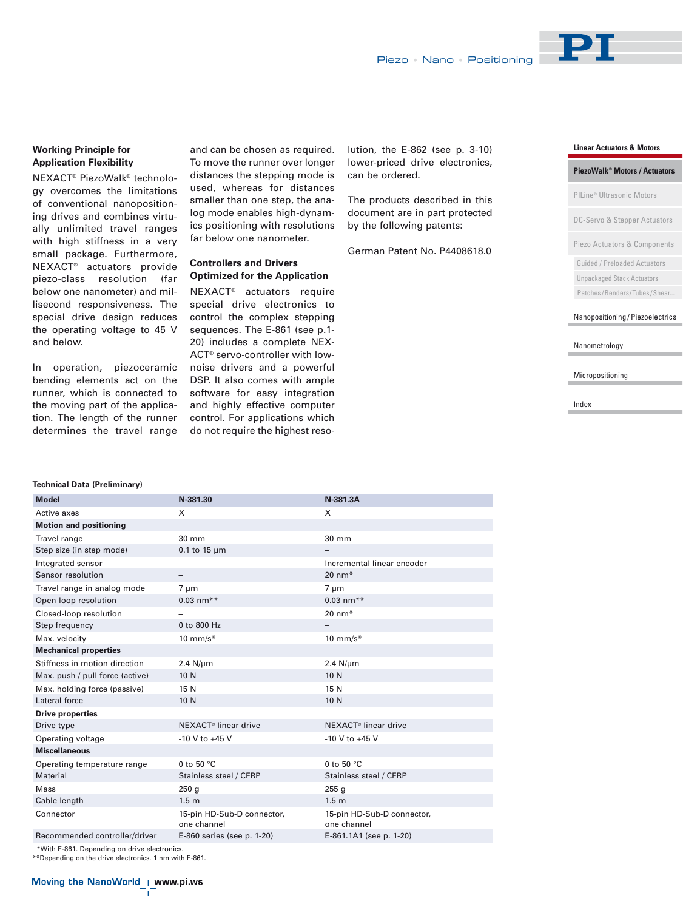### Working Principle for Application Flexibility

NEXACT® PiezoWalk® technology overcomes the limitations of conventional nanopositioning drives and combines virtually unlimited travel ranges with high stiffness in a very small package. Furthermore, NEXACT® actuators provide piezo-class resolution (far below one nanometer) and millisecond responsiveness. The special drive design reduces the operating voltage to 45 V and below.

In operation, piezoceramic bending elements act on the runner, which is connected to the moving part of the application. The length of the runner determines the travel range and can be chosen as required. To move the runner over longer distances the stepping mode is used, whereas for distances smaller than one step, the analog mode enables high-dynamics positioning with resolutions far below one nanometer.

### Controllers and Drivers Optimized for the Application

NEXACT® actuators require special drive electronics to control the complex stepping sequences. The E-861 (see p.1-20) includes a complete NEXACT® servo-controller with low-noise drivers and a powerful DSP. It also comes with ample software for easy integration and highly effective computer control. For applications which do not require the highest resolution, the E-862 (see p. 3-10) lower-priced drive electronics, can be ordered.

The products described in this document are in part protected by the following patents:

German Patent No. P4408618.0

**Technical Data (Preliminary)**

| Model | N-381.30 | N-381.3A |
|---|---|---|
| Active axes | X | X |
| **Motion and positioning** | | |
| Travel range | 30 mm | 30 mm |
| Step size (in step mode) | 0.1 to 15 µm | – |
| Integrated sensor | – | Incremental linear encoder |
| Sensor resolution | – | 20 nm* |
| Travel range in analog mode | 7 µm | 7 µm |
| Open-loop resolution | 0.03 nm** | 0.03 nm** |
| Closed-loop resolution | – | 20 nm* |
| Step frequency | 0 to 800 Hz | – |
| Max. velocity | 10 mm/s* | 10 mm/s* |
| **Mechanical properties** | | |
| Stiffness in motion direction | 2.4 N/µm | 2.4 N/µm |
| Max. push / pull force (active) | 10 N | 10 N |
| Max. holding force (passive) | 15 N | 15 N |
| Lateral force | 10 N | 10 N |
| **Drive properties** | | |
| Drive type | NEXACT® linear drive | NEXACT® linear drive |
| Operating voltage | -10 V to +45 V | -10 V to +45 V |
| **Miscellaneous** | | |
| Operating temperature range | 0 to 50 °C | 0 to 50 °C |
| Material | Stainless steel / CFRP | Stainless steel / CFRP |
| Mass | 250 g | 255 g |
| Cable length | 1.5 m | 1.5 m |
| Connector | 15-pin HD-Sub-D connector, one channel | 15-pin HD-Sub-D connector, one channel |
| Recommended controller/driver | E-860 series (see p. 1-20) | E-861.1A1 (see p. 1-20) |

*With E-861. Depending on drive electronics.
**Depending on the drive electronics. 1 nm with E-861.